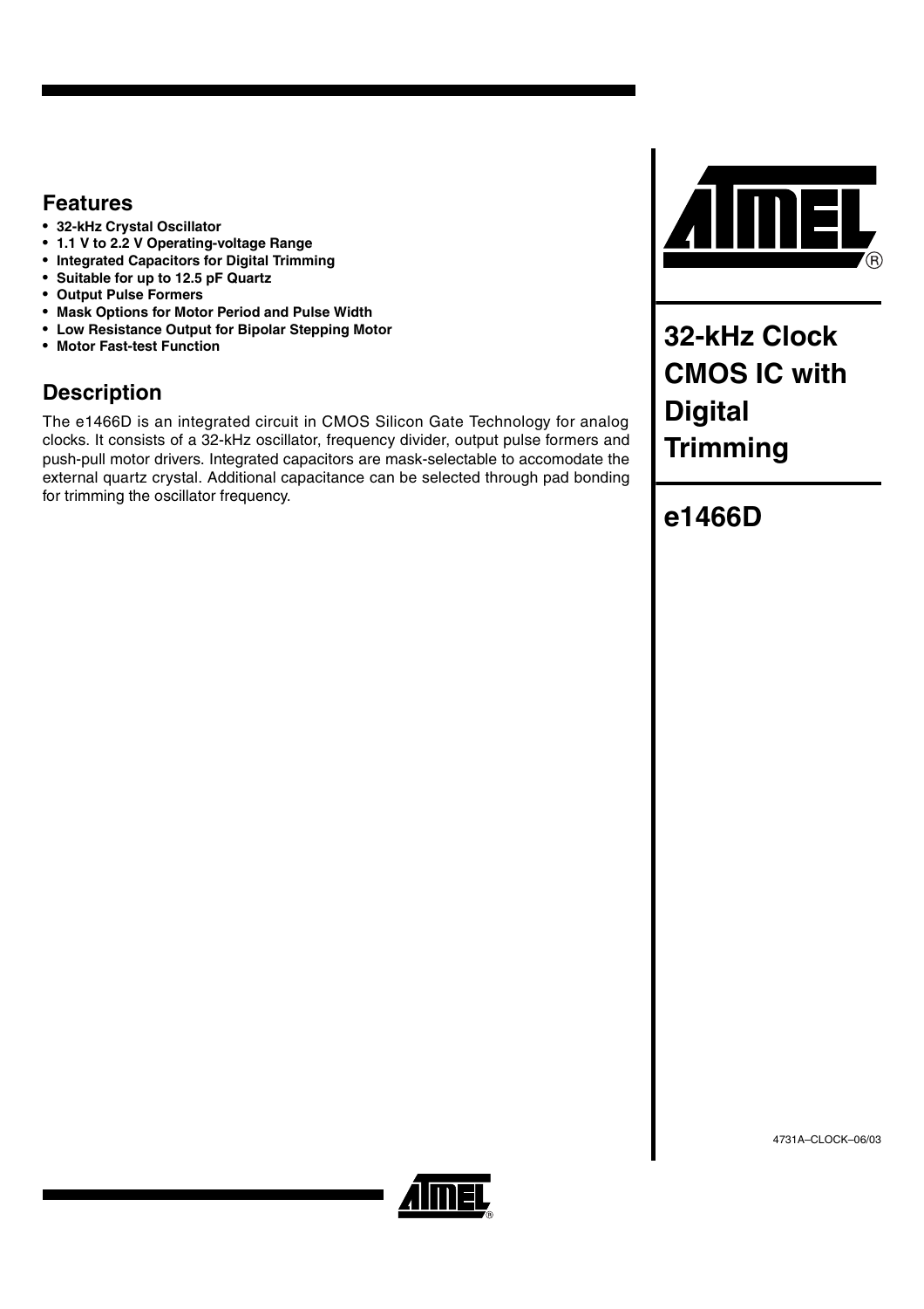# 32-kHz Clock CMOS IC with Digital Trimming

# e1466D

## Features

- **32-kHz Crystal Oscillator**
- **1.1 V to 2.2 V Operating-voltage Range**
- **Integrated Capacitors for Digital Trimming**
- **Suitable for up to 12.5 pF Quartz**
- **Output Pulse Formers**
- **Mask Options for Motor Period and Pulse Width**
- **Low Resistance Output for Bipolar Stepping Motor**
- **Motor Fast-test Function**

## Description

The e1466D is an integrated circuit in CMOS Silicon Gate Technology for analog clocks. It consists of a 32-kHz oscillator, frequency divider, output pulse formers and push-pull motor drivers. Integrated capacitors are mask-selectable to accomodate the external quartz crystal. Additional capacitance can be selected through pad bonding for trimming the oscillator frequency.

4731A–CLOCK–06/03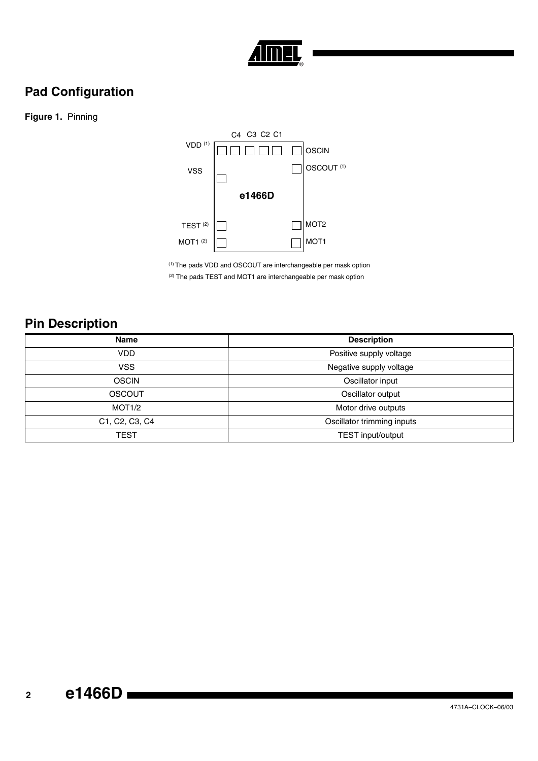## Pad Configuration

**Figure 1.** Pinning

(1) The pads VDD and OSCOUT are interchangeable per mask option

(2) The pads TEST and MOT1 are interchangeable per mask option

## Pin Description

| Name | Description |
|---|---|
| VDD | Positive supply voltage |
| VSS | Negative supply voltage |
| OSCIN | Oscillator input |
| OSCOUT | Oscillator output |
| MOT1/2 | Motor drive outputs |
| C1, C2, C3, C4 | Oscillator trimming inputs |
| TEST | TEST input/output |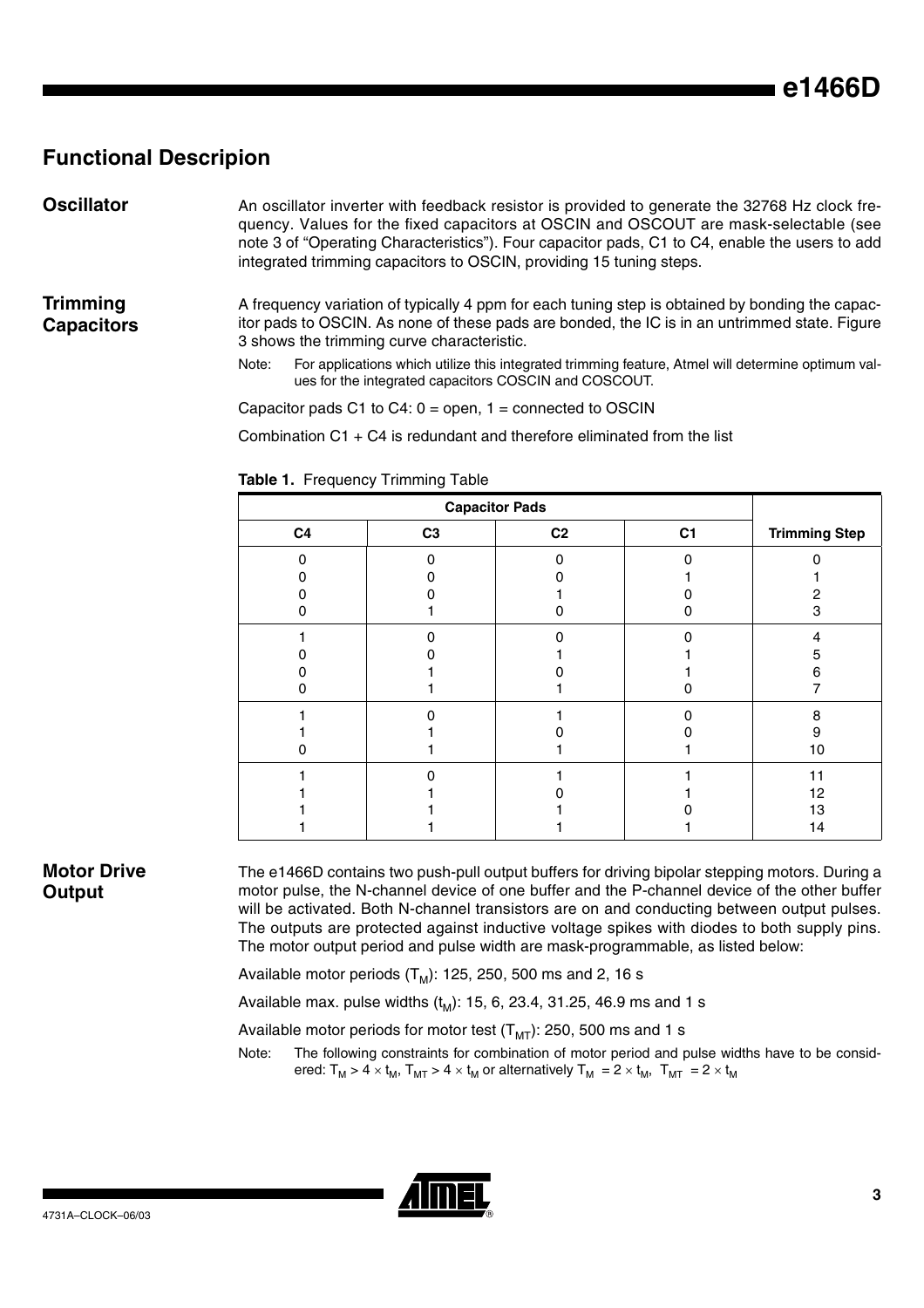# Functional Descripion

## Oscillator

An oscillator inverter with feedback resistor is provided to generate the 32768 Hz clock frequency. Values for the fixed capacitors at OSCIN and OSCOUT are mask-selectable (see note 3 of "Operating Characteristics"). Four capacitor pads, C1 to C4, enable the users to add integrated trimming capacitors to OSCIN, providing 15 tuning steps.

## Trimming Capacitors

A frequency variation of typically 4 ppm for each tuning step is obtained by bonding the capacitor pads to OSCIN. As none of these pads are bonded, the IC is in an untrimmed state. Figure 3 shows the trimming curve characteristic.

Note: For applications which utilize this integrated trimming feature, Atmel will determine optimum values for the integrated capacitors COSCIN and COSCOUT.

Capacitor pads C1 to C4: 0 = open, 1 = connected to OSCIN

Combination C1 + C4 is redundant and therefore eliminated from the list

**Table 1.** Frequency Trimming Table

| Capacitor Pads | | | | |
|---|---|---|---|---|
| C4 | C3 | C2 | C1 | Trimming Step |
| 0 | 0 | 0 | 0 | 0 |
| 0 | 0 | 0 | 1 | 1 |
| 0 | 0 | 1 | 0 | 2 |
| 0 | 1 | 0 | 0 | 3 |
| 1 | 0 | 0 | 0 | 4 |
| 0 | 0 | 1 | 1 | 5 |
| 0 | 1 | 0 | 1 | 6 |
| 0 | 1 | 1 | 0 | 7 |
| 1 | 0 | 1 | 0 | 8 |
| 1 | 1 | 0 | 0 | 9 |
| 0 | 1 | 1 | 1 | 10 |
| 1 | 0 | 1 | 1 | 11 |
| 1 | 1 | 0 | 1 | 12 |
| 1 | 1 | 1 | 0 | 13 |
| 1 | 1 | 1 | 1 | 14 |

## Motor Drive Output

The e1466D contains two push-pull output buffers for driving bipolar stepping motors. During a motor pulse, the N-channel device of one buffer and the P-channel device of the other buffer will be activated. Both N-channel transistors are on and conducting between output pulses. The outputs are protected against inductive voltage spikes with diodes to both supply pins. The motor output period and pulse width are mask-programmable, as listed below:

Available motor periods ($T_M$): 125, 250, 500 ms and 2, 16 s

Available max. pulse widths ($t_M$): 15, 6, 23.4, 31.25, 46.9 ms and 1 s

Available motor periods for motor test ($T_{MT}$): 250, 500 ms and 1 s

Note: The following constraints for combination of motor period and pulse widths have to be considered: $T_M > 4 \times t_M$, $T_{MT} > 4 \times t_M$ or alternatively $T_M = 2 \times t_M$, $T_{MT} = 2 \times t_M$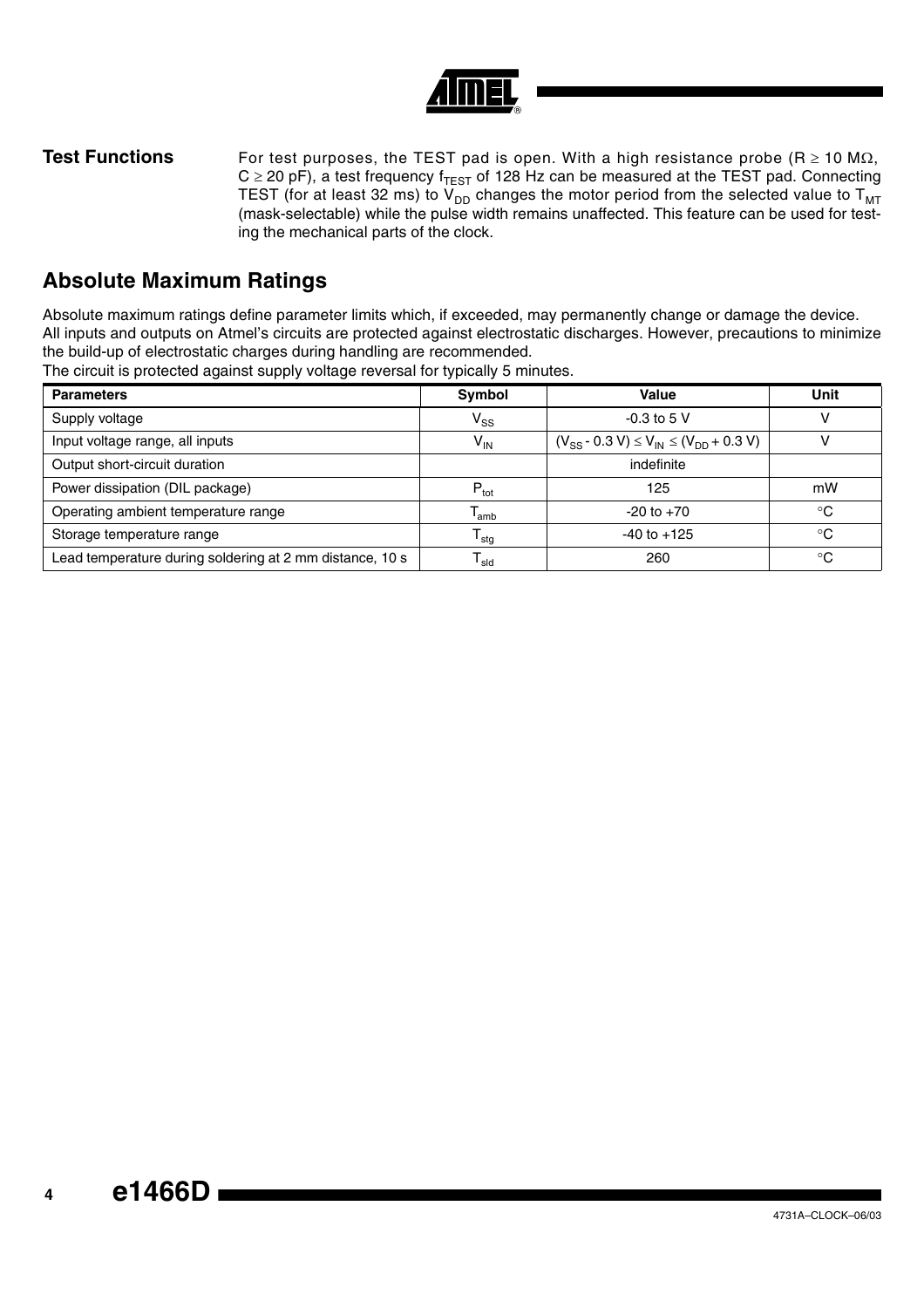## Test Functions

For test purposes, the TEST pad is open. With a high resistance probe ($R \geq 10\ M\Omega$, $C \geq 20\ pF$), a test frequency $f_{TEST}$ of 128 Hz can be measured at the TEST pad. Connecting TEST (for at least 32 ms) to $V_{DD}$ changes the motor period from the selected value to $T_{MT}$ (mask-selectable) while the pulse width remains unaffected. This feature can be used for testing the mechanical parts of the clock.

## Absolute Maximum Ratings

Absolute maximum ratings define parameter limits which, if exceeded, may permanently change or damage the device. All inputs and outputs on Atmel's circuits are protected against electrostatic discharges. However, precautions to minimize the build-up of electrostatic charges during handling are recommended.
The circuit is protected against supply voltage reversal for typically 5 minutes.

| Parameters | Symbol | Value | Unit |
|---|---|---|---|
| Supply voltage | $V_{SS}$ | -0.3 to 5 V | V |
| Input voltage range, all inputs | $V_{IN}$ | $(V_{SS} - 0.3\ V) \leq V_{IN} \leq (V_{DD} + 0.3\ V)$ | V |
| Output short-circuit duration | | indefinite | |
| Power dissipation (DIL package) | $P_{tot}$ | 125 | mW |
| Operating ambient temperature range | $T_{amb}$ | -20 to +70 | °C |
| Storage temperature range | $T_{stg}$ | -40 to +125 | °C |
| Lead temperature during soldering at 2 mm distance, 10 s | $T_{sld}$ | 260 | °C |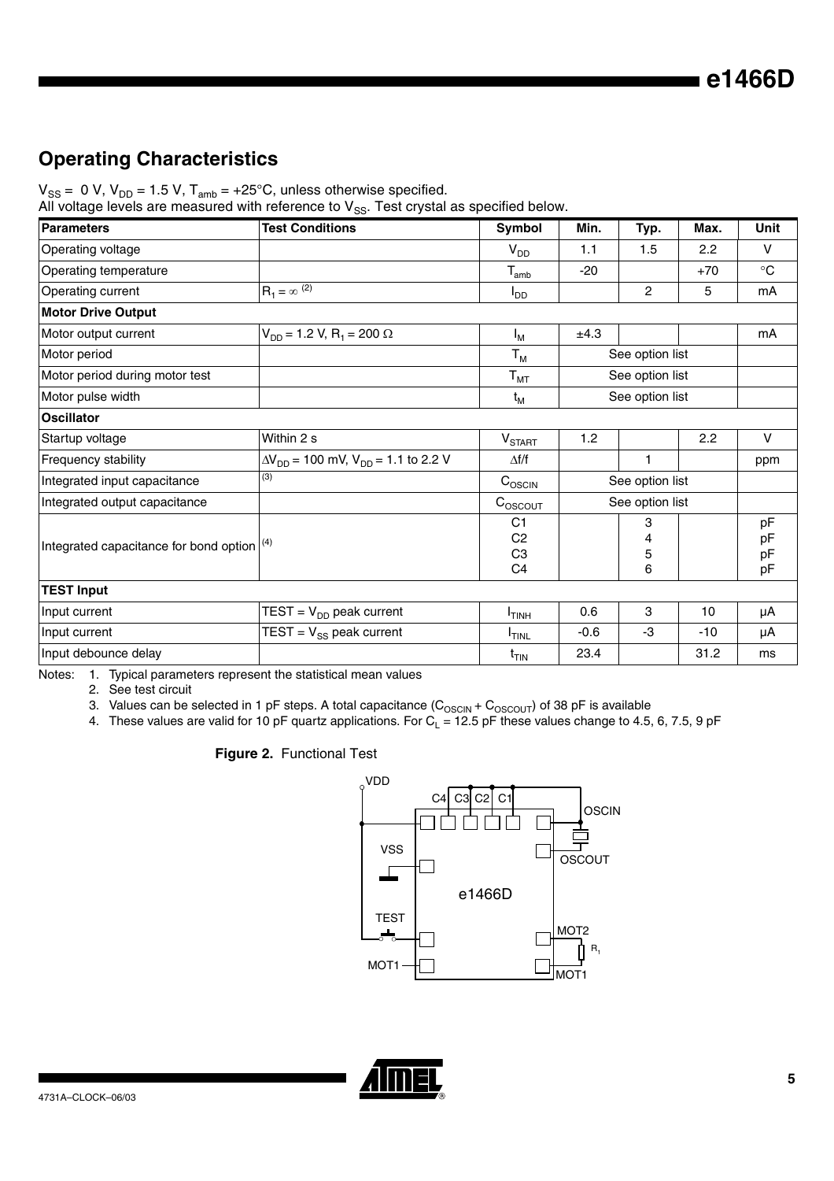## Operating Characteristics

$V_{SS}$ = 0 V, $V_{DD}$ = 1.5 V, $T_{amb}$ = +25°C, unless otherwise specified.
All voltage levels are measured with reference to $V_{SS}$. Test crystal as specified below.

| Parameters | Test Conditions | Symbol | Min. | Typ. | Max. | Unit |
|---|---|---|---|---|---|---|
| Operating voltage | | $V_{DD}$ | 1.1 | 1.5 | 2.2 | V |
| Operating temperature | | $T_{amb}$ | -20 | | +70 | °C |
| Operating current | $R_1 = \infty$ (2) | $I_{DD}$ | | 2 | 5 | mA |
| **Motor Drive Output** | | | | | | |
| Motor output current | $V_{DD}$ = 1.2 V, $R_1$ = 200 Ω | $I_M$ | ±4.3 | | | mA |
| Motor period | | $T_M$ | See option list | | | |
| Motor period during motor test | | $T_{MT}$ | See option list | | | |
| Motor pulse width | | $t_M$ | See option list | | | |
| **Oscillator** | | | | | | |
| Startup voltage | Within 2 s | $V_{START}$ | 1.2 | | 2.2 | V |
| Frequency stability | $\Delta V_{DD}$ = 100 mV, $V_{DD}$ = 1.1 to 2.2 V | $\Delta f/f$ | | 1 | | ppm |
| Integrated input capacitance | (3) | $C_{OSCIN}$ | See option list | | | |
| Integrated output capacitance | | $C_{OSCOUT}$ | See option list | | | |
| Integrated capacitance for bond option (4) | | C1<br>C2<br>C3<br>C4 | | 3<br>4<br>5<br>6 | | pF<br>pF<br>pF<br>pF |
| **TEST Input** | | | | | | |
| Input current | TEST = $V_{DD}$ peak current | $I_{TINH}$ | 0.6 | 3 | 10 | µA |
| Input current | TEST = $V_{SS}$ peak current | $I_{TINL}$ | -0.6 | -3 | -10 | µA |
| Input debounce delay | | $t_{TIN}$ | 23.4 | | 31.2 | ms |

Notes:
1. Typical parameters represent the statistical mean values
2. See test circuit
3. Values can be selected in 1 pF steps. A total capacitance ($C_{OSCIN}$ + $C_{OSCOUT}$) of 38 pF is available
4. These values are valid for 10 pF quartz applications. For $C_L$ = 12.5 pF these values change to 4.5, 6, 7.5, 9 pF

**Figure 2.** Functional Test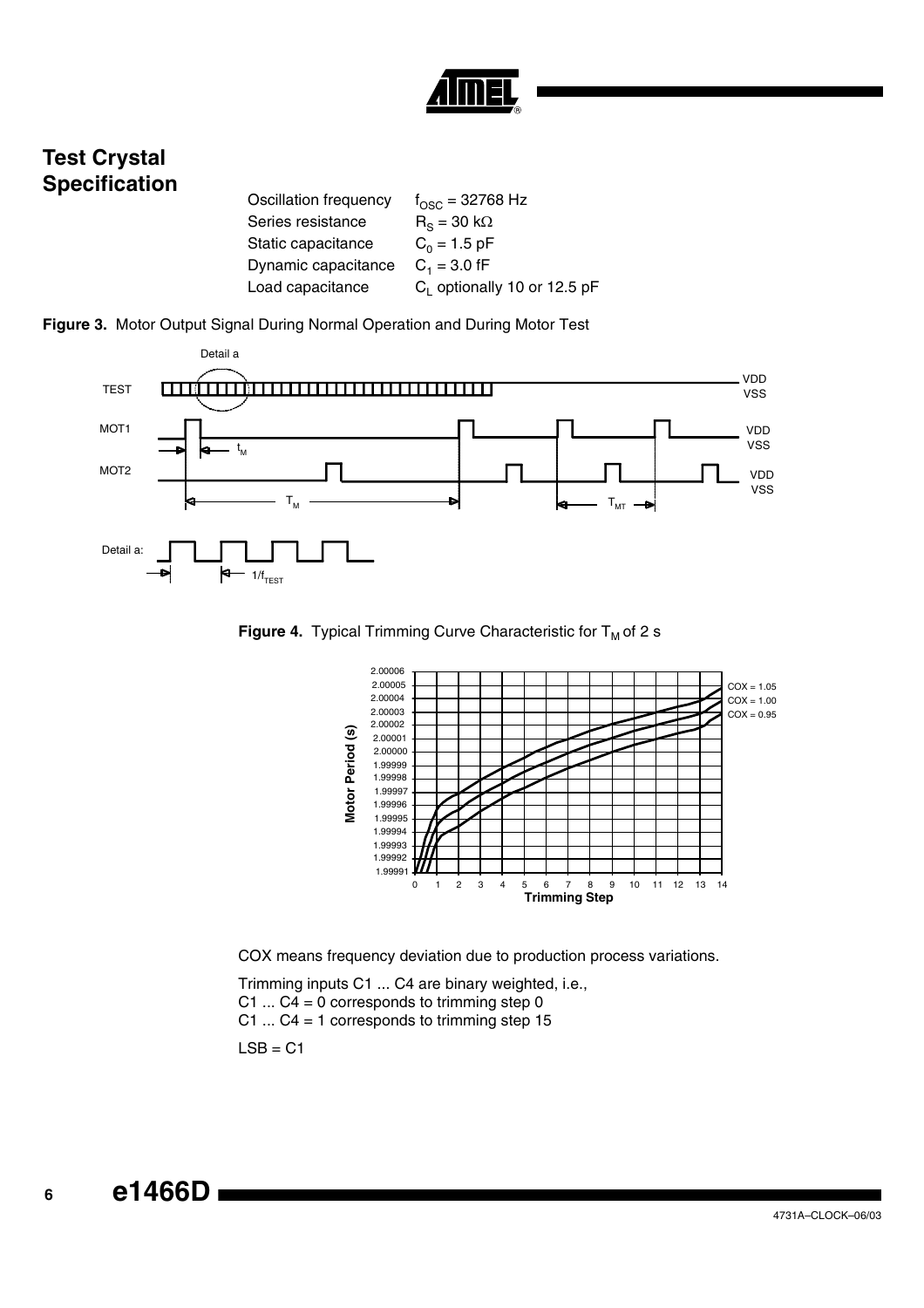## Test Crystal Specification

| | |
|---|---|
| Oscillation frequency | $f_{OSC}$ = 32768 Hz |
| Series resistance | $R_S$ = 30 kΩ |
| Static capacitance | $C_0$ = 1.5 pF |
| Dynamic capacitance | $C_1$ = 3.0 fF |
| Load capacitance | $C_L$ optionally 10 or 12.5 pF |

**Figure 3.** Motor Output Signal During Normal Operation and During Motor Test

**Figure 4.** Typical Trimming Curve Characteristic for $T_M$ of 2 s

COX means frequency deviation due to production process variations.

Trimming inputs C1 ... C4 are binary weighted, i.e.,
C1 ... C4 = 0 corresponds to trimming step 0
C1 ... C4 = 1 corresponds to trimming step 15

LSB = C1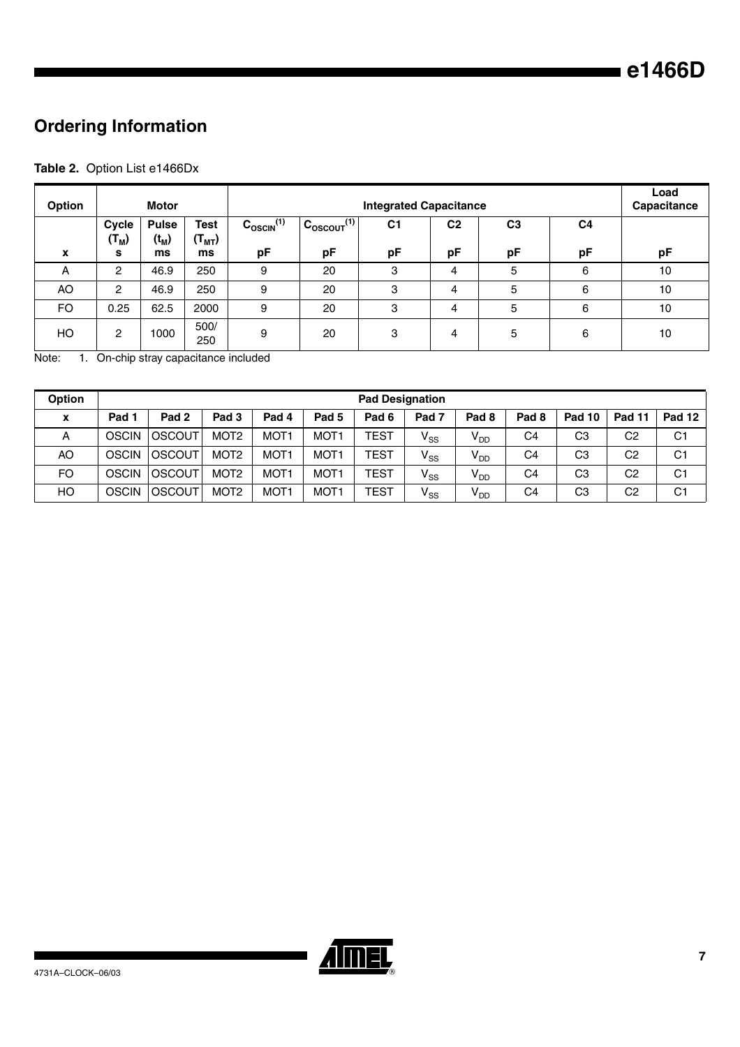## Ordering Information

**Table 2.** Option List e1466Dx

| Option | Motor | | | Integrated Capacitance | | | | | | Load Capacitance |
|---|---|---|---|---|---|---|---|---|---|---|
| | Cycle ($T_M$) | Pulse ($t_M$) | Test ($T_{MT}$) | $C_{OSCIN}$[(1)] | $C_{OSCOUT}$[(1)] | C1 | C2 | C3 | C4 | |
| x | s | ms | ms | pF | pF | pF | pF | pF | pF | pF |
| A | 2 | 46.9 | 250 | 9 | 20 | 3 | 4 | 5 | 6 | 10 |
| AO | 2 | 46.9 | 250 | 9 | 20 | 3 | 4 | 5 | 6 | 10 |
| FO | 0.25 | 62.5 | 2000 | 9 | 20 | 3 | 4 | 5 | 6 | 10 |
| HO | 2 | 1000 | 500/ 250 | 9 | 20 | 3 | 4 | 5 | 6 | 10 |

Note: 1. On-chip stray capacitance included

| Option | Pad Designation | | | | | | | | | | |
|---|---|---|---|---|---|---|---|---|---|---|---|
| x | Pad 1 | Pad 2 | Pad 3 | Pad 4 | Pad 5 | Pad 6 | Pad 7 | Pad 8 | Pad 8 | Pad 10 | Pad 11 | Pad 12 |
| A | OSCIN | OSCOUT | MOT2 | MOT1 | MOT1 | TEST | $V_{SS}$ | $V_{DD}$ | C4 | C3 | C2 | C1 |
| AO | OSCIN | OSCOUT | MOT2 | MOT1 | MOT1 | TEST | $V_{SS}$ | $V_{DD}$ | C4 | C3 | C2 | C1 |
| FO | OSCIN | OSCOUT | MOT2 | MOT1 | MOT1 | TEST | $V_{SS}$ | $V_{DD}$ | C4 | C3 | C2 | C1 |
| HO | OSCIN | OSCOUT | MOT2 | MOT1 | MOT1 | TEST | $V_{SS}$ | $V_{DD}$ | C4 | C3 | C2 | C1 |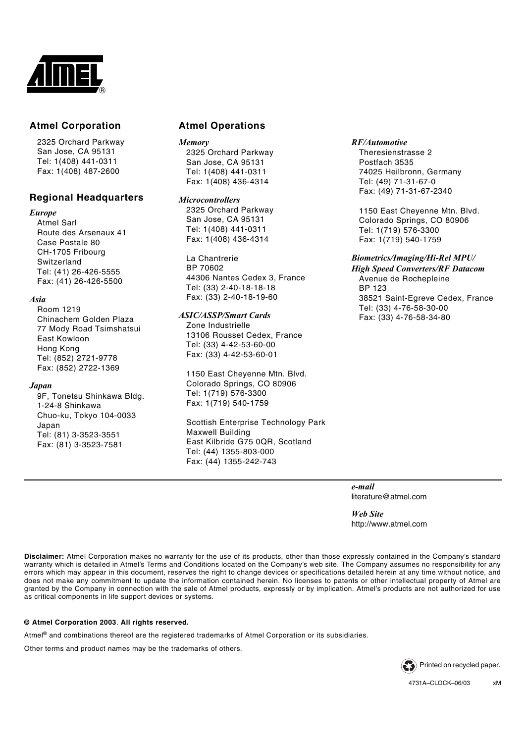## Atmel Corporation

2325 Orchard Parkway
San Jose, CA 95131
Tel: 1(408) 441-0311
Fax: 1(408) 487-2600

## Regional Headquarters

*Europe*

Atmel Sarl
Route des Arsenaux 41
Case Postale 80
CH-1705 Fribourg
Switzerland
Tel: (41) 26-426-5555
Fax: (41) 26-426-5500

*Asia*

Room 1219
Chinachem Golden Plaza
77 Mody Road Tsimshatsui
East Kowloon
Hong Kong
Tel: (852) 2721-9778
Fax: (852) 2722-1369

*Japan*

9F, Tonetsu Shinkawa Bldg.
1-24-8 Shinkawa
Chuo-ku, Tokyo 104-0033
Japan
Tel: (81) 3-3523-3551
Fax: (81) 3-3523-7581

## Atmel Operations

*Memory*

2325 Orchard Parkway
San Jose, CA 95131
Tel: 1(408) 441-0311
Fax: 1(408) 436-4314

*Microcontrollers*

2325 Orchard Parkway
San Jose, CA 95131
Tel: 1(408) 441-0311
Fax: 1(408) 436-4314

La Chantrerie
BP 70602
44306 Nantes Cedex 3, France
Tel: (33) 2-40-18-18-18
Fax: (33) 2-40-18-19-60

*ASIC/ASSP/Smart Cards*

Zone Industrielle
13106 Rousset Cedex, France
Tel: (33) 4-42-53-60-00
Fax: (33) 4-42-53-60-01

1150 East Cheyenne Mtn. Blvd.
Colorado Springs, CO 80906
Tel: 1(719) 576-3300
Fax: 1(719) 540-1759

Scottish Enterprise Technology Park
Maxwell Building
East Kilbride G75 0QR, Scotland
Tel: (44) 1355-803-000
Fax: (44) 1355-242-743

*RF/Automotive*

Theresienstrasse 2
Postfach 3535
74025 Heilbronn, Germany
Tel: (49) 71-31-67-0
Fax: (49) 71-31-67-2340

1150 East Cheyenne Mtn. Blvd.
Colorado Springs, CO 80906
Tel: 1(719) 576-3300
Fax: 1(719) 540-1759

*Biometrics/Imaging/Hi-Rel MPU/ High Speed Converters/RF Datacom*

Avenue de Rochepleine
BP 123
38521 Saint-Egreve Cedex, France
Tel: (33) 4-76-58-30-00
Fax: (33) 4-76-58-34-80

*e-mail*

literature@atmel.com

*Web Site*

http://www.atmel.com

**Disclaimer:** Atmel Corporation makes no warranty for the use of its products, other than those expressly contained in the Company's standard warranty which is detailed in Atmel's Terms and Conditions located on the Company's web site. The Company assumes no responsibility for any errors which may appear in this document, reserves the right to change devices or specifications detailed herein at any time without notice, and does not make any commitment to update the information contained herein. No licenses to patents or other intellectual property of Atmel are granted by the Company in connection with the sale of Atmel products, expressly or by implication. Atmel's products are not authorized for use as critical components in life support devices or systems.

**© Atmel Corporation 2003. All rights reserved.**

Atmel® and combinations thereof are the registered trademarks of Atmel Corporation or its subsidiaries.

Other terms and product names may be the trademarks of others.

Printed on recycled paper.

4731A–CLOCK–06/03 xM